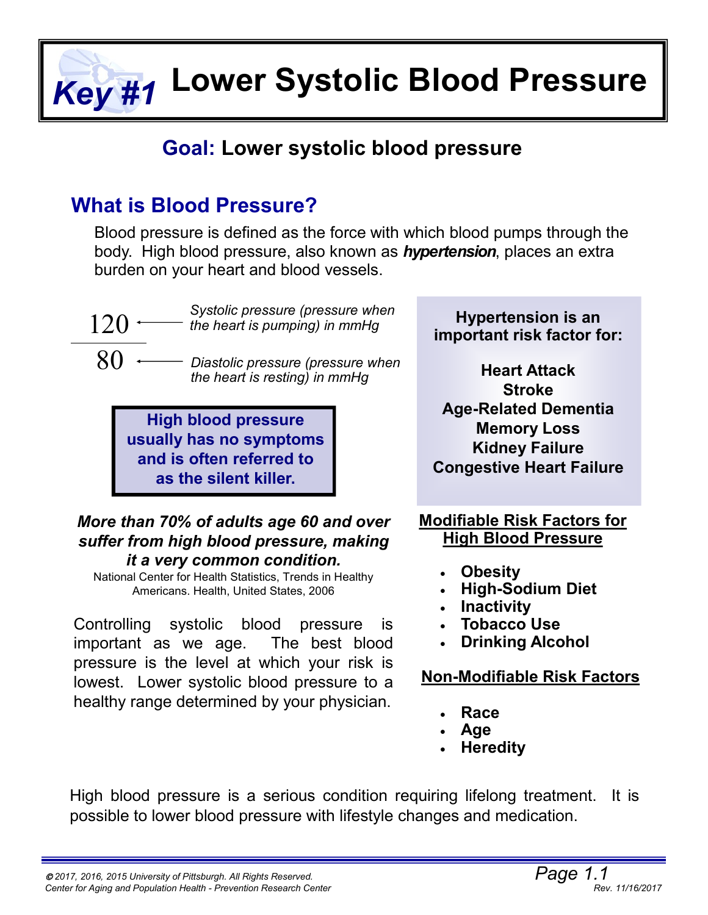# Key #1 Lower Systolic Blood Pressure

## Goal: Lower systolic blood pressure

## What is Blood Pressure?

Blood pressure is defined as the force with which blood pumps through the body. High blood pressure, also known as ***hypertension***, places an extra burden on your heart and blood vessels.

120 ← *Systolic pressure (pressure when the heart is pumping) in mmHg*

80 ← *Diastolic pressure (pressure when the heart is resting) in mmHg*

**High blood pressure usually has no symptoms and is often referred to as the silent killer.**

***More than 70% of adults age 60 and over suffer from high blood pressure, making it a very common condition.***

National Center for Health Statistics, Trends in Healthy Americans. Health, United States, 2006

Controlling systolic blood pressure is important as we age. The best blood pressure is the level at which your risk is lowest. Lower systolic blood pressure to a healthy range determined by your physician.

**Hypertension is an important risk factor for:**

**Heart Attack**
**Stroke**
**Age-Related Dementia**
**Memory Loss**
**Kidney Failure**
**Congestive Heart Failure**

**Modifiable Risk Factors for High Blood Pressure**

- **Obesity**
- **High-Sodium Diet**
- **Inactivity**
- **Tobacco Use**
- **Drinking Alcohol**

**Non-Modifiable Risk Factors**

- **Race**
- **Age**
- **Heredity**

High blood pressure is a serious condition requiring lifelong treatment. It is possible to lower blood pressure with lifestyle changes and medication.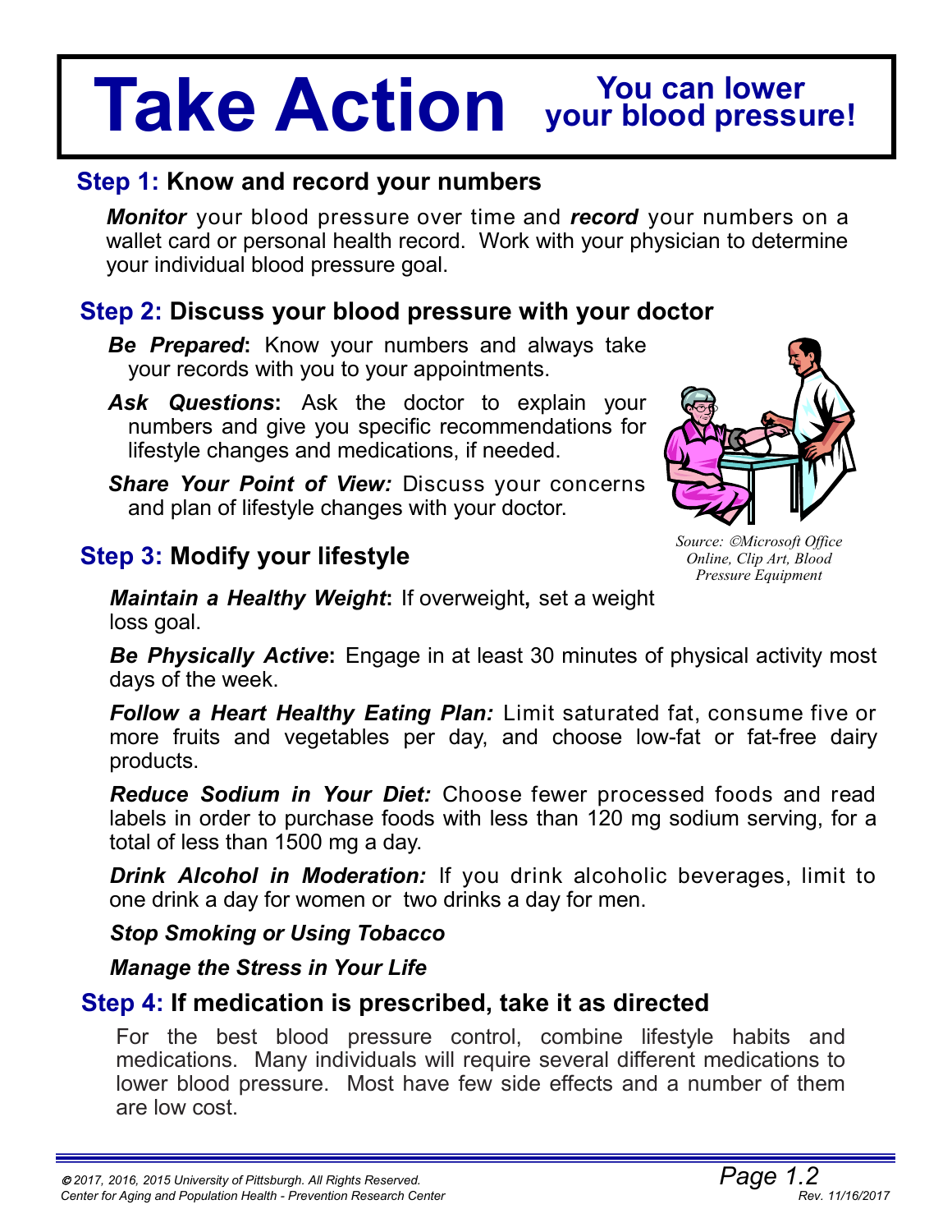# Take Action

## You can lower your blood pressure!

### Step 1: Know and record your numbers

***Monitor*** your blood pressure over time and ***record*** your numbers on a wallet card or personal health record. Work with your physician to determine your individual blood pressure goal.

### Step 2: Discuss your blood pressure with your doctor

***Be Prepared*:** Know your numbers and always take your records with you to your appointments.

***Ask Questions*:** Ask the doctor to explain your numbers and give you specific recommendations for lifestyle changes and medications, if needed.

***Share Your Point of View:*** Discuss your concerns and plan of lifestyle changes with your doctor.

*Source: ©Microsoft Office Online, Clip Art, Blood Pressure Equipment*

### Step 3: Modify your lifestyle

***Maintain a Healthy Weight*:** If overweight, set a weight loss goal.

***Be Physically Active*:** Engage in at least 30 minutes of physical activity most days of the week.

***Follow a Heart Healthy Eating Plan:*** Limit saturated fat, consume five or more fruits and vegetables per day, and choose low-fat or fat-free dairy products.

***Reduce Sodium in Your Diet:*** Choose fewer processed foods and read labels in order to purchase foods with less than 120 mg sodium serving, for a total of less than 1500 mg a day.

***Drink Alcohol in Moderation:*** If you drink alcoholic beverages, limit to one drink a day for women or two drinks a day for men.

***Stop Smoking or Using Tobacco***

***Manage the Stress in Your Life***

### Step 4: If medication is prescribed, take it as directed

For the best blood pressure control, combine lifestyle habits and medications. Many individuals will require several different medications to lower blood pressure. Most have few side effects and a number of them are low cost.

*© 2017, 2016, 2015 University of Pittsburgh. All Rights Reserved.*
*Center for Aging and Population Health - Prevention Research Center*
*Rev. 11/16/2017*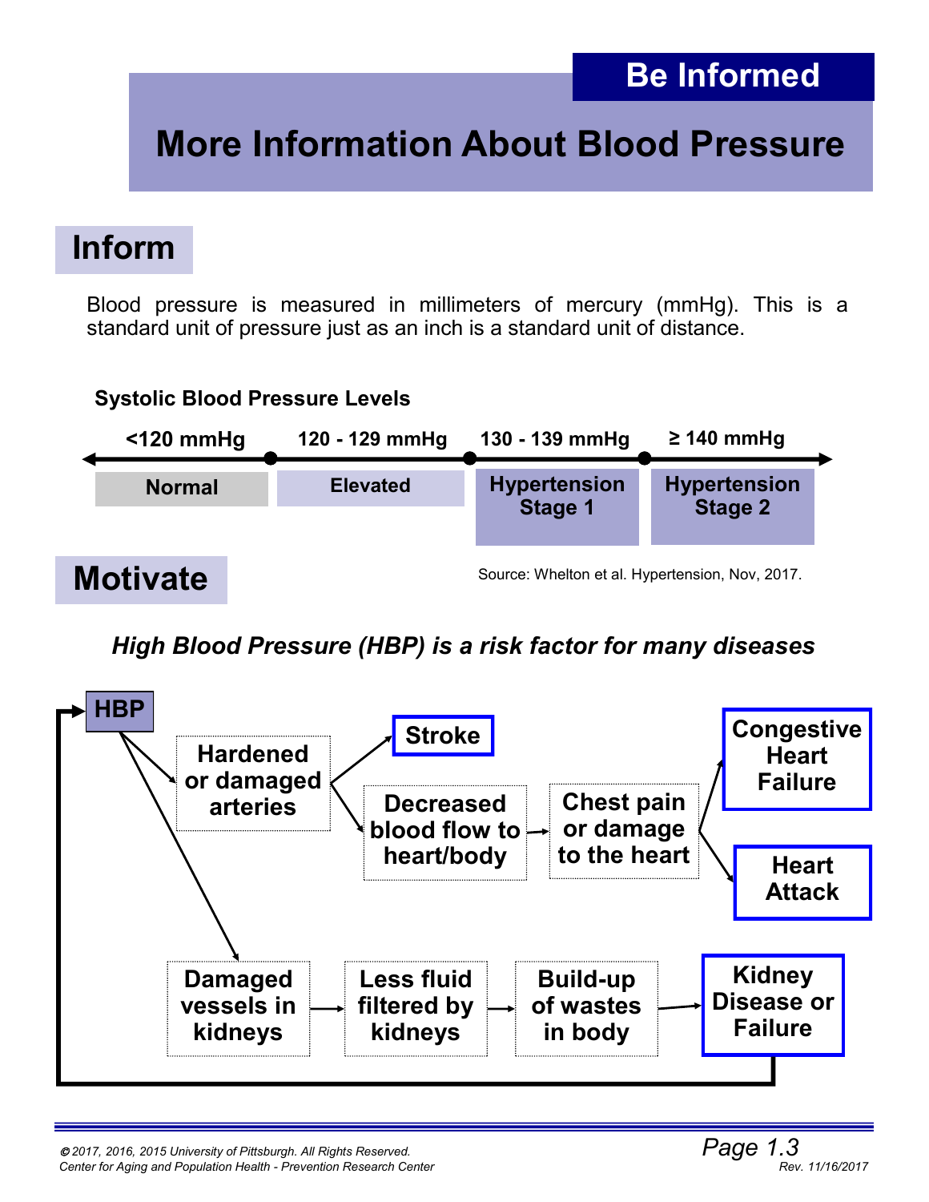**Be Informed**

# More Information About Blood Pressure

## Inform

Blood pressure is measured in millimeters of mercury (mmHg). This is a standard unit of pressure just as an inch is a standard unit of distance.

**Systolic Blood Pressure Levels**

| <120 mmHg | 120 - 129 mmHg | 130 - 139 mmHg | ≥ 140 mmHg |
|---|---|---|---|
| Normal | Elevated | Hypertension Stage 1 | Hypertension Stage 2 |

Source: Whelton et al. Hypertension, Nov, 2017.

## Motivate

***High Blood Pressure (HBP) is a risk factor for many diseases***

- HBP → Hardened or damaged arteries → Stroke
- HBP → Hardened or damaged arteries → Decreased blood flow to heart/body → Chest pain or damage to the heart → Congestive Heart Failure
- HBP → Hardened or damaged arteries → Decreased blood flow to heart/body → Chest pain or damage to the heart → Heart Attack
- HBP → Damaged vessels in kidneys → Less fluid filtered by kidneys → Build-up of wastes in body → Kidney Disease or Failure → HBP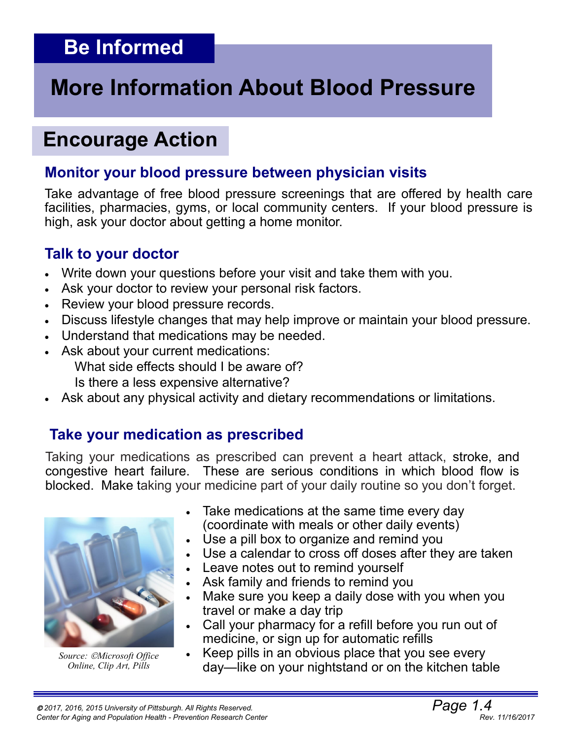# Be Informed

# More Information About Blood Pressure

## Encourage Action

### Monitor your blood pressure between physician visits

Take advantage of free blood pressure screenings that are offered by health care facilities, pharmacies, gyms, or local community centers. If your blood pressure is high, ask your doctor about getting a home monitor.

### Talk to your doctor

- Write down your questions before your visit and take them with you.
- Ask your doctor to review your personal risk factors.
- Review your blood pressure records.
- Discuss lifestyle changes that may help improve or maintain your blood pressure.
- Understand that medications may be needed.
- Ask about your current medications:
  What side effects should I be aware of?
  Is there a less expensive alternative?
- Ask about any physical activity and dietary recommendations or limitations.

### Take your medication as prescribed

Taking your medications as prescribed can prevent a heart attack, stroke, and congestive heart failure. These are serious conditions in which blood flow is blocked. Make taking your medicine part of your daily routine so you don't forget.

*Source: ©Microsoft Office Online, Clip Art, Pills*

- Take medications at the same time every day (coordinate with meals or other daily events)
- Use a pill box to organize and remind you
- Use a calendar to cross off doses after they are taken
- Leave notes out to remind yourself
- Ask family and friends to remind you
- Make sure you keep a daily dose with you when you travel or make a day trip
- Call your pharmacy for a refill before you run out of medicine, or sign up for automatic refills
- Keep pills in an obvious place that you see every day—like on your nightstand or on the kitchen table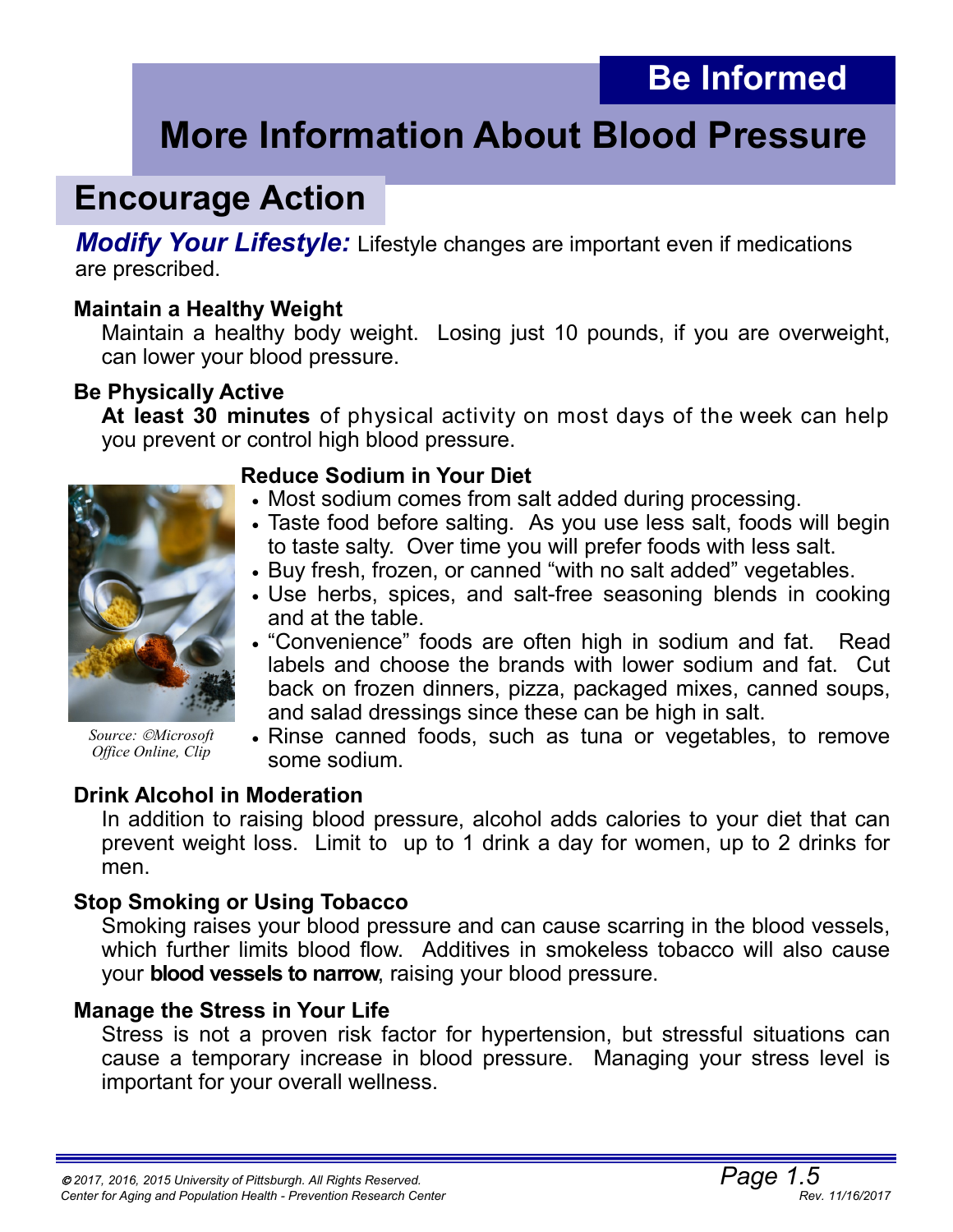Be Informed

# More Information About Blood Pressure

## Encourage Action

***Modify Your Lifestyle:*** Lifestyle changes are important even if medications are prescribed.

### Maintain a Healthy Weight

Maintain a healthy body weight. Losing just 10 pounds, if you are overweight, can lower your blood pressure.

### Be Physically Active

**At least 30 minutes** of physical activity on most days of the week can help you prevent or control high blood pressure.

### Reduce Sodium in Your Diet

- Most sodium comes from salt added during processing.
- Taste food before salting. As you use less salt, foods will begin to taste salty. Over time you will prefer foods with less salt.
- Buy fresh, frozen, or canned "with no salt added" vegetables.
- Use herbs, spices, and salt-free seasoning blends in cooking and at the table.
- "Convenience" foods are often high in sodium and fat. Read labels and choose the brands with lower sodium and fat. Cut back on frozen dinners, pizza, packaged mixes, canned soups, and salad dressings since these can be high in salt.
- Rinse canned foods, such as tuna or vegetables, to remove some sodium.

*Source: ©Microsoft Office Online, Clip*

### Drink Alcohol in Moderation

In addition to raising blood pressure, alcohol adds calories to your diet that can prevent weight loss. Limit to up to 1 drink a day for women, up to 2 drinks for men.

### Stop Smoking or Using Tobacco

Smoking raises your blood pressure and can cause scarring in the blood vessels, which further limits blood flow. Additives in smokeless tobacco will also cause your **blood vessels to narrow**, raising your blood pressure.

### Manage the Stress in Your Life

Stress is not a proven risk factor for hypertension, but stressful situations can cause a temporary increase in blood pressure. Managing your stress level is important for your overall wellness.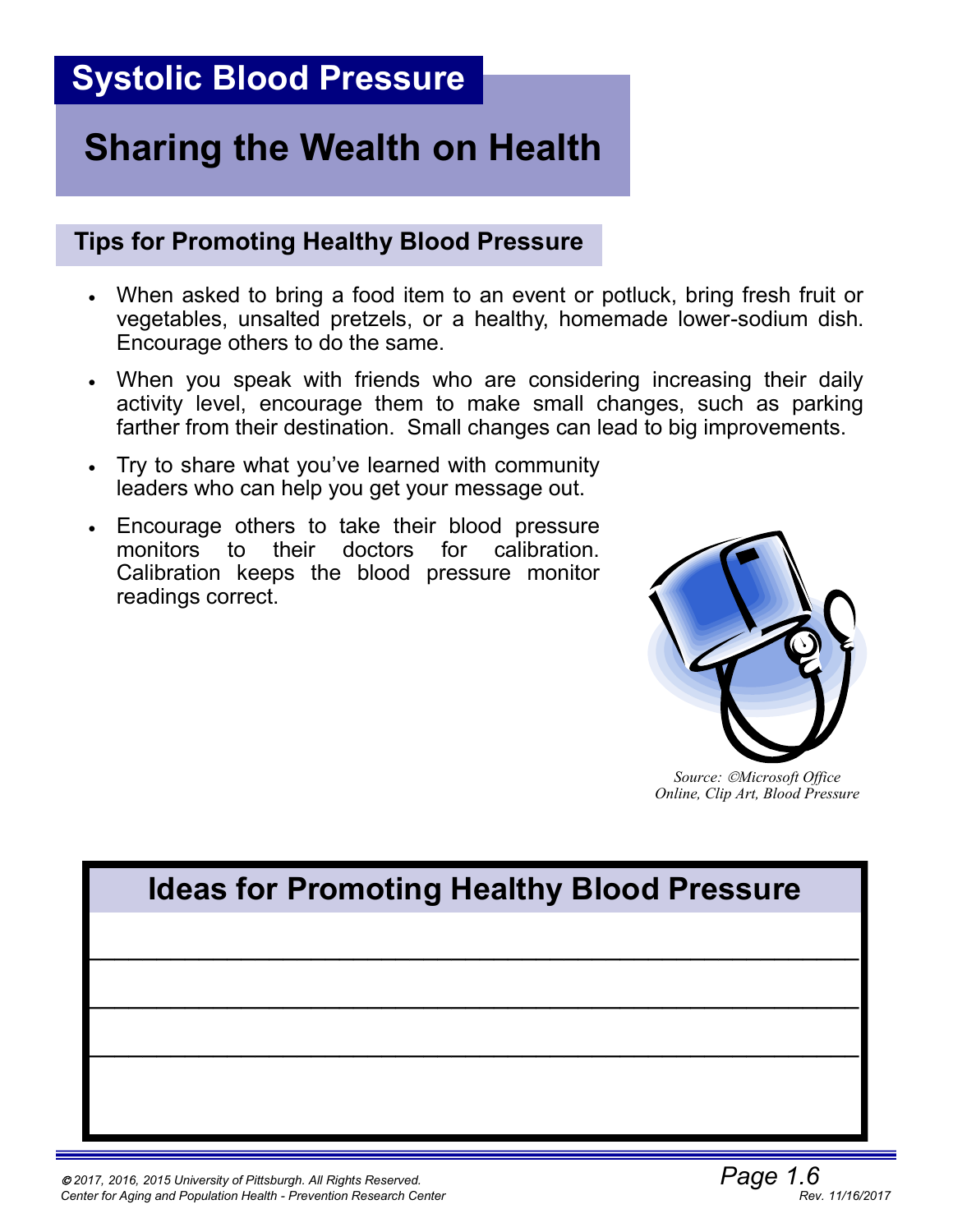# Systolic Blood Pressure

## Sharing the Wealth on Health

### Tips for Promoting Healthy Blood Pressure

- When asked to bring a food item to an event or potluck, bring fresh fruit or vegetables, unsalted pretzels, or a healthy, homemade lower-sodium dish. Encourage others to do the same.
- When you speak with friends who are considering increasing their daily activity level, encourage them to make small changes, such as parking farther from their destination. Small changes can lead to big improvements.
- Try to share what you've learned with community leaders who can help you get your message out.
- Encourage others to take their blood pressure monitors to their doctors for calibration. Calibration keeps the blood pressure monitor readings correct.

*Source: ©Microsoft Office Online, Clip Art, Blood Pressure*

### Ideas for Promoting Healthy Blood Pressure

______________________________________________

______________________________________________

______________________________________________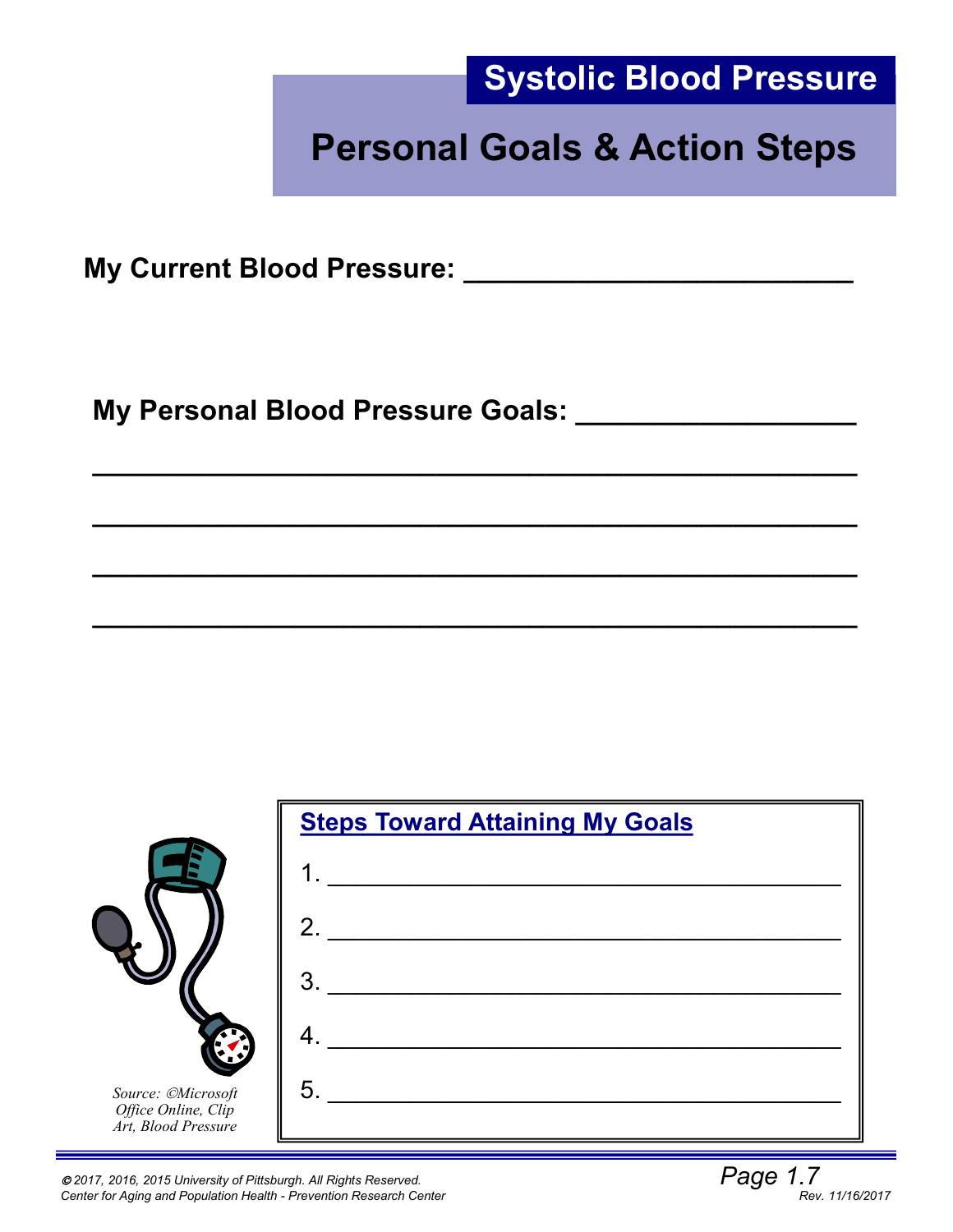**Systolic Blood Pressure**

# Personal Goals & Action Steps

**My Current Blood Pressure: ________________________**

**My Personal Blood Pressure Goals: _________________**

**_____________________________________________**

**_____________________________________________**

**_____________________________________________**

**_____________________________________________**

*Source: ©Microsoft Office Online, Clip Art, Blood Pressure*

**Steps Toward Attaining My Goals**

1. ______________________________________
2. ______________________________________
3. ______________________________________
4. ______________________________________
5. ______________________________________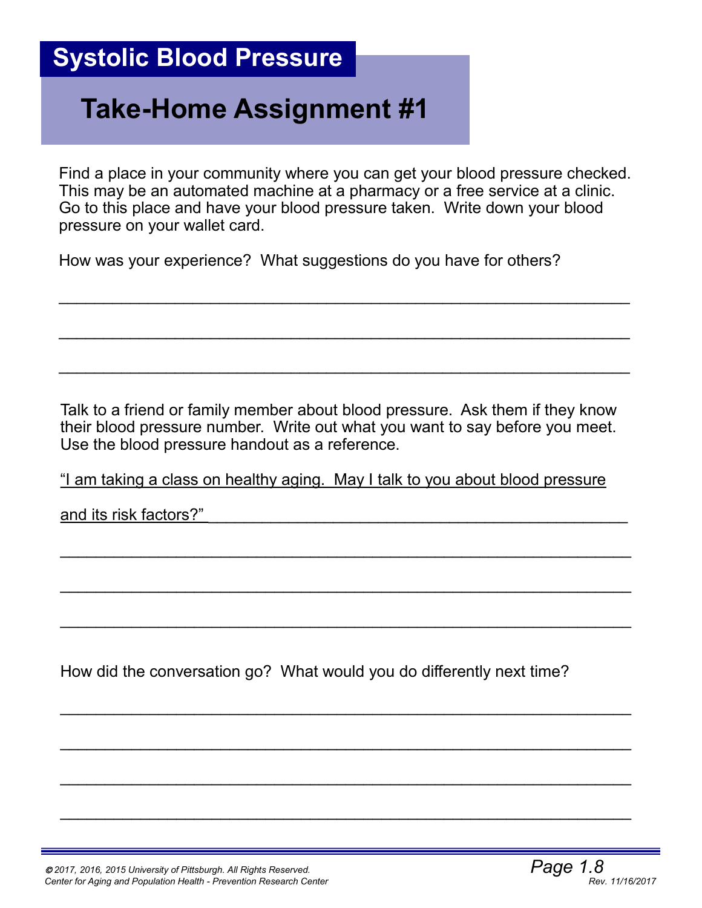# Systolic Blood Pressure

## Take-Home Assignment #1

Find a place in your community where you can get your blood pressure checked. This may be an automated machine at a pharmacy or a free service at a clinic. Go to this place and have your blood pressure taken. Write down your blood pressure on your wallet card.

How was your experience? What suggestions do you have for others?

_______________________________________________________________

_______________________________________________________________

_______________________________________________________________

Talk to a friend or family member about blood pressure. Ask them if they know their blood pressure number. Write out what you want to say before you meet. Use the blood pressure handout as a reference.

"I am taking a class on healthy aging. May I talk to you about blood pressure and its risk factors?"_______________________________________________

_______________________________________________________________

_______________________________________________________________

_______________________________________________________________

How did the conversation go? What would you do differently next time?

_______________________________________________________________

_______________________________________________________________

_______________________________________________________________

_______________________________________________________________

*© 2017, 2016, 2015 University of Pittsburgh. All Rights Reserved.*
*Center for Aging and Population Health - Prevention Research Center*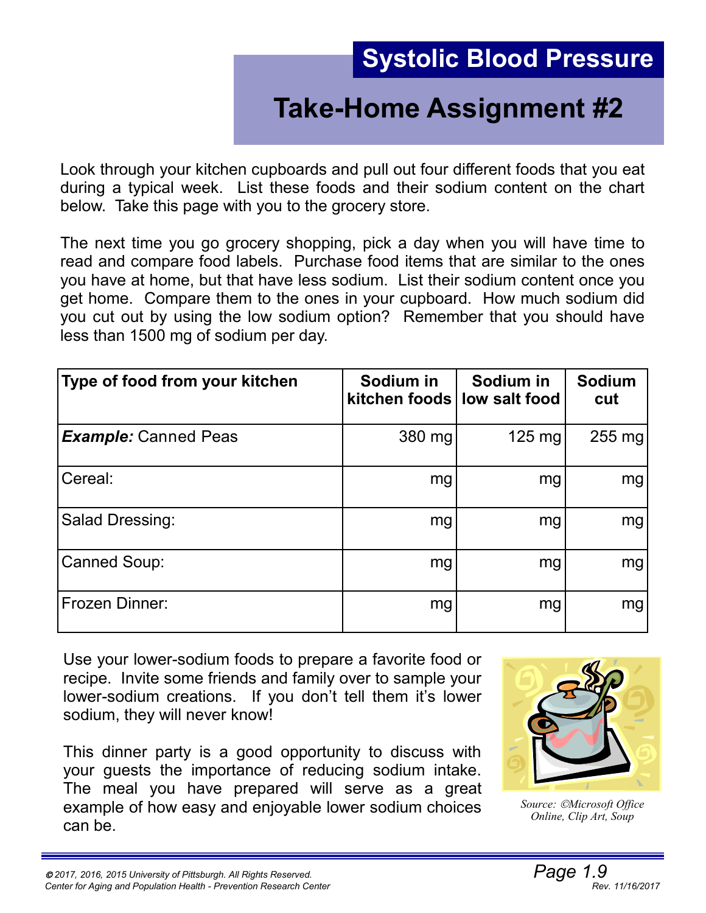# Systolic Blood Pressure

## Take-Home Assignment #2

Look through your kitchen cupboards and pull out four different foods that you eat during a typical week. List these foods and their sodium content on the chart below. Take this page with you to the grocery store.

The next time you go grocery shopping, pick a day when you will have time to read and compare food labels. Purchase food items that are similar to the ones you have at home, but that have less sodium. List their sodium content once you get home. Compare them to the ones in your cupboard. How much sodium did you cut out by using the low sodium option? Remember that you should have less than 1500 mg of sodium per day.

| Type of food from your kitchen | Sodium in kitchen foods | Sodium in low salt food | Sodium cut |
|---|---|---|---|
| ***Example:*** Canned Peas | 380 mg | 125 mg | 255 mg |
| Cereal: | mg | mg | mg |
| Salad Dressing: | mg | mg | mg |
| Canned Soup: | mg | mg | mg |
| Frozen Dinner: | mg | mg | mg |

Use your lower-sodium foods to prepare a favorite food or recipe. Invite some friends and family over to sample your lower-sodium creations. If you don't tell them it's lower sodium, they will never know!

This dinner party is a good opportunity to discuss with your guests the importance of reducing sodium intake. The meal you have prepared will serve as a great example of how easy and enjoyable lower sodium choices can be.

*Source: ©Microsoft Office Online, Clip Art, Soup*

© 2017, 2016, 2015 University of Pittsburgh. All Rights Reserved.
Center for Aging and Population Health - Prevention Research Center

Rev. 11/16/2017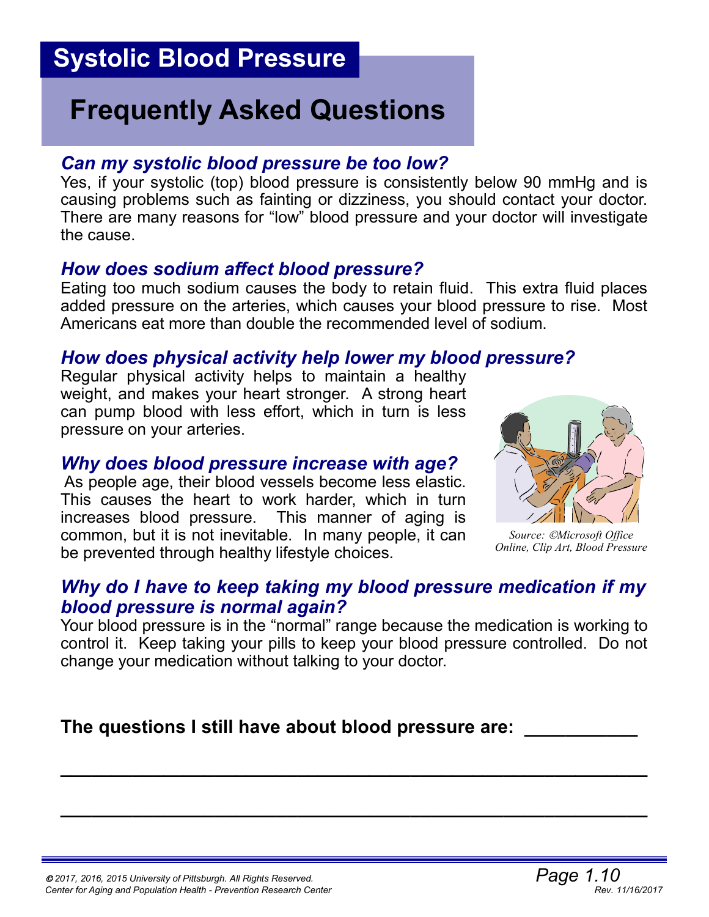# Systolic Blood Pressure

## Frequently Asked Questions

### *Can my systolic blood pressure be too low?*

Yes, if your systolic (top) blood pressure is consistently below 90 mmHg and is causing problems such as fainting or dizziness, you should contact your doctor. There are many reasons for "low" blood pressure and your doctor will investigate the cause.

### *How does sodium affect blood pressure?*

Eating too much sodium causes the body to retain fluid. This extra fluid places added pressure on the arteries, which causes your blood pressure to rise. Most Americans eat more than double the recommended level of sodium.

### *How does physical activity help lower my blood pressure?*

Regular physical activity helps to maintain a healthy weight, and makes your heart stronger. A strong heart can pump blood with less effort, which in turn is less pressure on your arteries.

### *Why does blood pressure increase with age?*

As people age, their blood vessels become less elastic. This causes the heart to work harder, which in turn increases blood pressure. This manner of aging is common, but it is not inevitable. In many people, it can be prevented through healthy lifestyle choices.

*Source: ©Microsoft Office Online, Clip Art, Blood Pressure*

### *Why do I have to keep taking my blood pressure medication if my blood pressure is normal again?*

Your blood pressure is in the "normal" range because the medication is working to control it. Keep taking your pills to keep your blood pressure controlled. Do not change your medication without talking to your doctor.

**The questions I still have about blood pressure are:** ___________

_____________________________________________________________

_____________________________________________________________

*© 2017, 2016, 2015 University of Pittsburgh. All Rights Reserved.*
*Center for Aging and Population Health - Prevention Research Center*

*Rev. 11/16/2017*